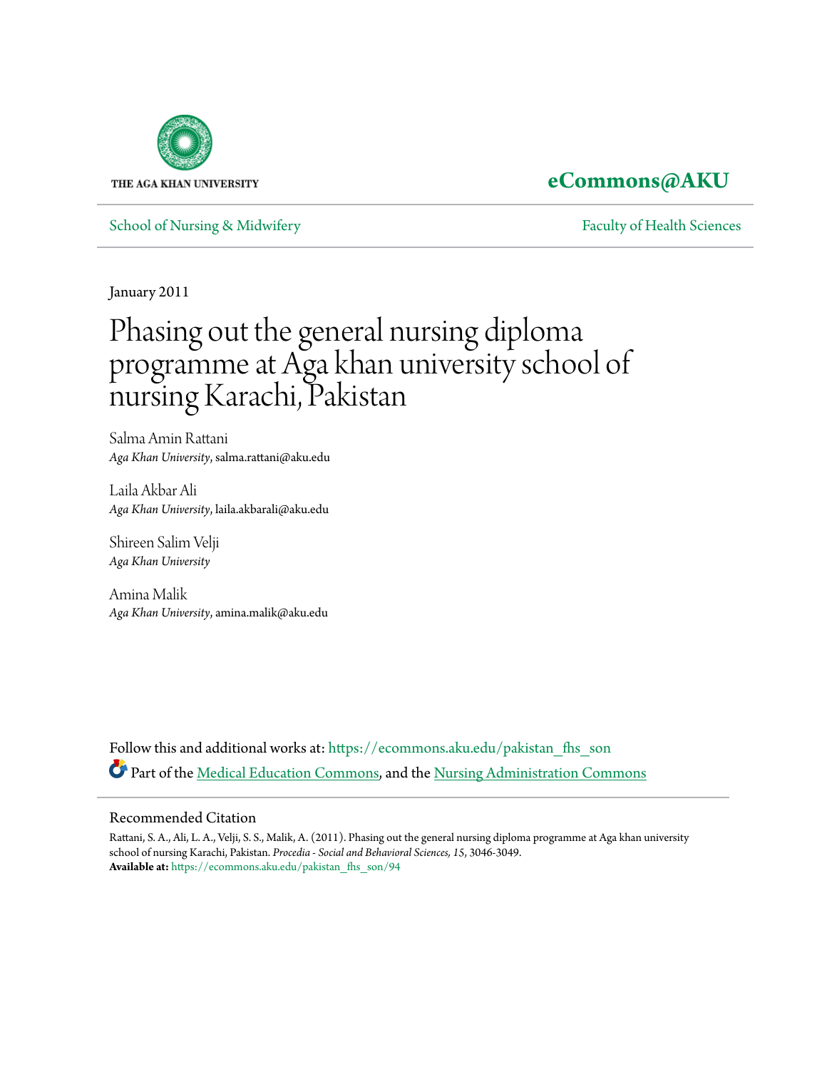THE AGA KHAN UNIVERSITY

**eCommons@AKU**

School of Nursing & Midwifery | Faculty of Health Sciences

January 2011

# Phasing out the general nursing diploma programme at Aga khan university school of nursing Karachi, Pakistan

Salma Amin Rattani
*Aga Khan University*, salma.rattani@aku.edu

Laila Akbar Ali
*Aga Khan University*, laila.akbarali@aku.edu

Shireen Salim Velji
*Aga Khan University*

Amina Malik
*Aga Khan University*, amina.malik@aku.edu

Follow this and additional works at: https://ecommons.aku.edu/pakistan_fhs_son

Part of the Medical Education Commons, and the Nursing Administration Commons

## Recommended Citation

Rattani, S. A., Ali, L. A., Velji, S. S., Malik, A. (2011). Phasing out the general nursing diploma programme at Aga khan university school of nursing Karachi, Pakistan. *Procedia - Social and Behavioral Sciences, 15*, 3046-3049.
**Available at:** https://ecommons.aku.edu/pakistan_fhs_son/94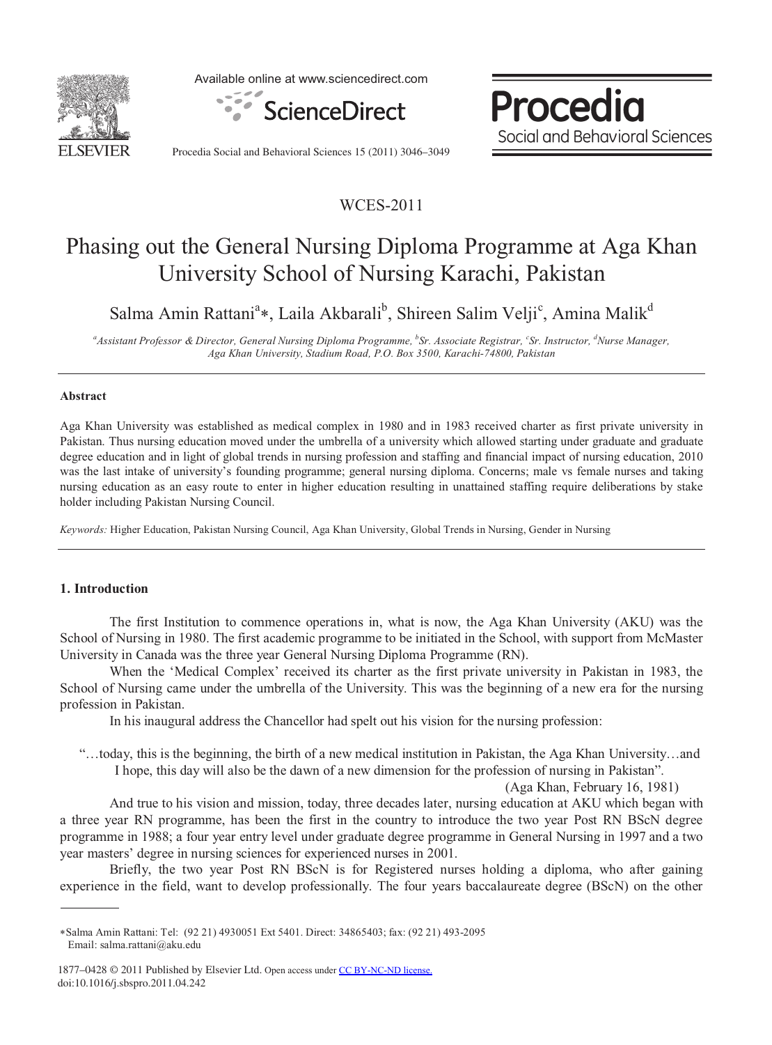# Phasing out the General Nursing Diploma Programme at Aga Khan University School of Nursing Karachi, Pakistan

Salma Amin Rattani[a]*, Laila Akbarali[b], Shireen Salim Velji[c], Amina Malik[d]

*[a]Assistant Professor & Director, General Nursing Diploma Programme, [b]Sr. Associate Registrar, [c]Sr. Instructor, [d]Nurse Manager, Aga Khan University, Stadium Road, P.O. Box 3500, Karachi-74800, Pakistan*

---

**Abstract**

Aga Khan University was established as medical complex in 1980 and in 1983 received charter as first private university in Pakistan. Thus nursing education moved under the umbrella of a university which allowed starting under graduate and graduate degree education and in light of global trends in nursing profession and staffing and financial impact of nursing education, 2010 was the last intake of university's founding programme; general nursing diploma. Concerns; male vs female nurses and taking nursing education as an easy route to enter in higher education resulting in unattained staffing require deliberations by stake holder including Pakistan Nursing Council.

*Keywords:* Higher Education, Pakistan Nursing Council, Aga Khan University, Global Trends in Nursing, Gender in Nursing

---

## 1. Introduction

The first Institution to commence operations in, what is now, the Aga Khan University (AKU) was the School of Nursing in 1980. The first academic programme to be initiated in the School, with support from McMaster University in Canada was the three year General Nursing Diploma Programme (RN).

When the 'Medical Complex' received its charter as the first private university in Pakistan in 1983, the School of Nursing came under the umbrella of the University. This was the beginning of a new era for the nursing profession in Pakistan.

In his inaugural address the Chancellor had spelt out his vision for the nursing profession:

> "…today, this is the beginning, the birth of a new medical institution in Pakistan, the Aga Khan University…and I hope, this day will also be the dawn of a new dimension for the profession of nursing in Pakistan".
>
> (Aga Khan, February 16, 1981)

And true to his vision and mission, today, three decades later, nursing education at AKU which began with a three year RN programme, has been the first in the country to introduce the two year Post RN BScN degree programme in 1988; a four year entry level under graduate degree programme in General Nursing in 1997 and a two year masters' degree in nursing sciences for experienced nurses in 2001.

Briefly, the two year Post RN BScN is for Registered nurses holding a diploma, who after gaining experience in the field, want to develop professionally. The four years baccalaureate degree (BScN) on the other

---

*Salma Amin Rattani: Tel: (92 21) 4930051 Ext 5401. Direct: 34865403; fax: (92 21) 493-2095
Email: salma.rattani@aku.edu

1877–0428 © 2011 Published by Elsevier Ltd. Open access under CC BY-NC-ND license.
doi:10.1016/j.sbspro.2011.04.242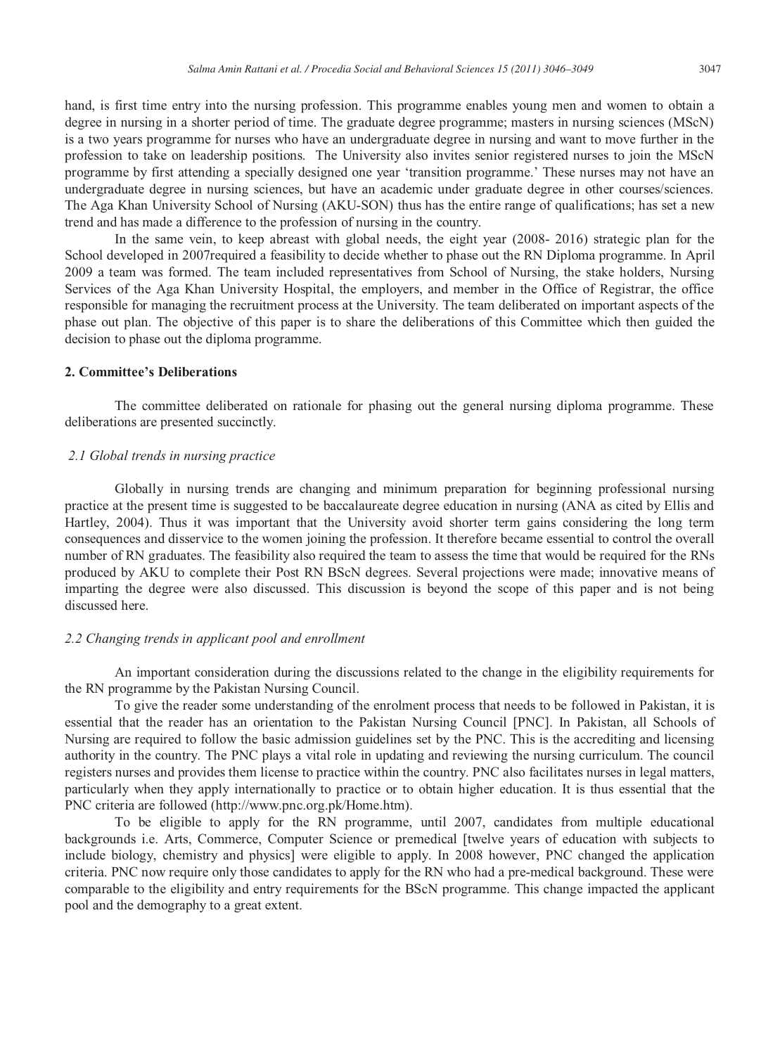hand, is first time entry into the nursing profession. This programme enables young men and women to obtain a degree in nursing in a shorter period of time. The graduate degree programme; masters in nursing sciences (MScN) is a two years programme for nurses who have an undergraduate degree in nursing and want to move further in the profession to take on leadership positions. The University also invites senior registered nurses to join the MScN programme by first attending a specially designed one year 'transition programme.' These nurses may not have an undergraduate degree in nursing sciences, but have an academic under graduate degree in other courses/sciences. The Aga Khan University School of Nursing (AKU-SON) thus has the entire range of qualifications; has set a new trend and has made a difference to the profession of nursing in the country.

In the same vein, to keep abreast with global needs, the eight year (2008- 2016) strategic plan for the School developed in 2007required a feasibility to decide whether to phase out the RN Diploma programme. In April 2009 a team was formed. The team included representatives from School of Nursing, the stake holders, Nursing Services of the Aga Khan University Hospital, the employers, and member in the Office of Registrar, the office responsible for managing the recruitment process at the University. The team deliberated on important aspects of the phase out plan. The objective of this paper is to share the deliberations of this Committee which then guided the decision to phase out the diploma programme.

## 2. Committee's Deliberations

The committee deliberated on rationale for phasing out the general nursing diploma programme. These deliberations are presented succinctly.

### *2.1 Global trends in nursing practice*

Globally in nursing trends are changing and minimum preparation for beginning professional nursing practice at the present time is suggested to be baccalaureate degree education in nursing (ANA as cited by Ellis and Hartley, 2004). Thus it was important that the University avoid shorter term gains considering the long term consequences and disservice to the women joining the profession. It therefore became essential to control the overall number of RN graduates. The feasibility also required the team to assess the time that would be required for the RNs produced by AKU to complete their Post RN BScN degrees. Several projections were made; innovative means of imparting the degree were also discussed. This discussion is beyond the scope of this paper and is not being discussed here.

### *2.2 Changing trends in applicant pool and enrollment*

An important consideration during the discussions related to the change in the eligibility requirements for the RN programme by the Pakistan Nursing Council.

To give the reader some understanding of the enrolment process that needs to be followed in Pakistan, it is essential that the reader has an orientation to the Pakistan Nursing Council [PNC]. In Pakistan, all Schools of Nursing are required to follow the basic admission guidelines set by the PNC. This is the accrediting and licensing authority in the country. The PNC plays a vital role in updating and reviewing the nursing curriculum. The council registers nurses and provides them license to practice within the country. PNC also facilitates nurses in legal matters, particularly when they apply internationally to practice or to obtain higher education. It is thus essential that the PNC criteria are followed (http://www.pnc.org.pk/Home.htm).

To be eligible to apply for the RN programme, until 2007, candidates from multiple educational backgrounds i.e. Arts, Commerce, Computer Science or premedical [twelve years of education with subjects to include biology, chemistry and physics] were eligible to apply. In 2008 however, PNC changed the application criteria. PNC now require only those candidates to apply for the RN who had a pre-medical background. These were comparable to the eligibility and entry requirements for the BScN programme. This change impacted the applicant pool and the demography to a great extent.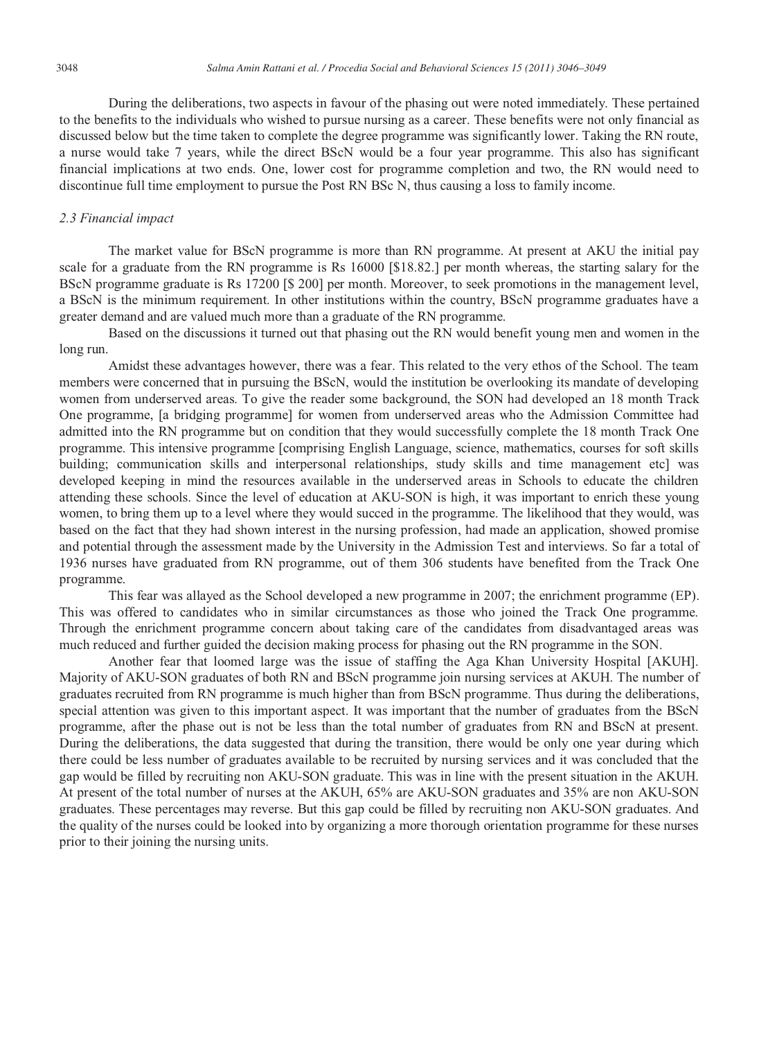During the deliberations, two aspects in favour of the phasing out were noted immediately. These pertained to the benefits to the individuals who wished to pursue nursing as a career. These benefits were not only financial as discussed below but the time taken to complete the degree programme was significantly lower. Taking the RN route, a nurse would take 7 years, while the direct BScN would be a four year programme. This also has significant financial implications at two ends. One, lower cost for programme completion and two, the RN would need to discontinue full time employment to pursue the Post RN BSc N, thus causing a loss to family income.

### *2.3 Financial impact*

The market value for BScN programme is more than RN programme. At present at AKU the initial pay scale for a graduate from the RN programme is Rs 16000 [$18.82.] per month whereas, the starting salary for the BScN programme graduate is Rs 17200 [$ 200] per month. Moreover, to seek promotions in the management level, a BScN is the minimum requirement. In other institutions within the country, BScN programme graduates have a greater demand and are valued much more than a graduate of the RN programme.

Based on the discussions it turned out that phasing out the RN would benefit young men and women in the long run.

Amidst these advantages however, there was a fear. This related to the very ethos of the School. The team members were concerned that in pursuing the BScN, would the institution be overlooking its mandate of developing women from underserved areas. To give the reader some background, the SON had developed an 18 month Track One programme, [a bridging programme] for women from underserved areas who the Admission Committee had admitted into the RN programme but on condition that they would successfully complete the 18 month Track One programme. This intensive programme [comprising English Language, science, mathematics, courses for soft skills building; communication skills and interpersonal relationships, study skills and time management etc] was developed keeping in mind the resources available in the underserved areas in Schools to educate the children attending these schools. Since the level of education at AKU-SON is high, it was important to enrich these young women, to bring them up to a level where they would succed in the programme. The likelihood that they would, was based on the fact that they had shown interest in the nursing profession, had made an application, showed promise and potential through the assessment made by the University in the Admission Test and interviews. So far a total of 1936 nurses have graduated from RN programme, out of them 306 students have benefited from the Track One programme.

This fear was allayed as the School developed a new programme in 2007; the enrichment programme (EP). This was offered to candidates who in similar circumstances as those who joined the Track One programme. Through the enrichment programme concern about taking care of the candidates from disadvantaged areas was much reduced and further guided the decision making process for phasing out the RN programme in the SON.

Another fear that loomed large was the issue of staffing the Aga Khan University Hospital [AKUH]. Majority of AKU-SON graduates of both RN and BScN programme join nursing services at AKUH. The number of graduates recruited from RN programme is much higher than from BScN programme. Thus during the deliberations, special attention was given to this important aspect. It was important that the number of graduates from the BScN programme, after the phase out is not be less than the total number of graduates from RN and BScN at present. During the deliberations, the data suggested that during the transition, there would be only one year during which there could be less number of graduates available to be recruited by nursing services and it was concluded that the gap would be filled by recruiting non AKU-SON graduate. This was in line with the present situation in the AKUH. At present of the total number of nurses at the AKUH, 65% are AKU-SON graduates and 35% are non AKU-SON graduates. These percentages may reverse. But this gap could be filled by recruiting non AKU-SON graduates. And the quality of the nurses could be looked into by organizing a more thorough orientation programme for these nurses prior to their joining the nursing units.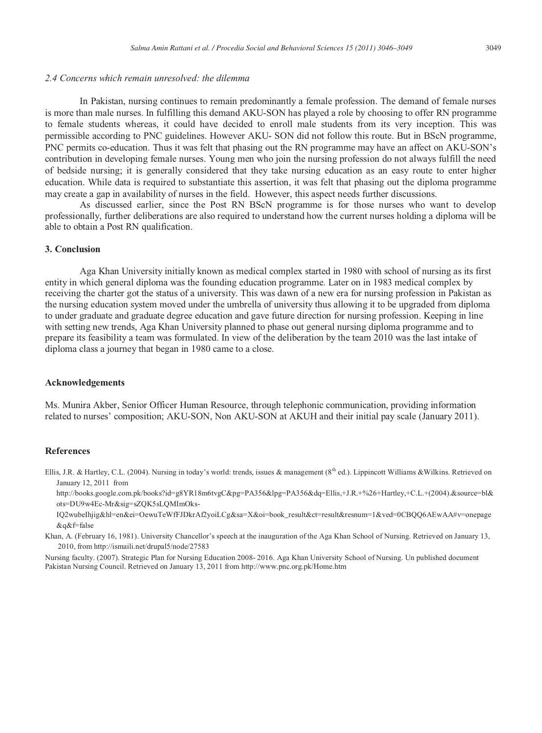### *2.4 Concerns which remain unresolved: the dilemma*

In Pakistan, nursing continues to remain predominantly a female profession. The demand of female nurses is more than male nurses. In fulfilling this demand AKU-SON has played a role by choosing to offer RN programme to female students whereas, it could have decided to enroll male students from its very inception. This was permissible according to PNC guidelines. However AKU- SON did not follow this route. But in BScN programme, PNC permits co-education. Thus it was felt that phasing out the RN programme may have an affect on AKU-SON's contribution in developing female nurses. Young men who join the nursing profession do not always fulfill the need of bedside nursing; it is generally considered that they take nursing education as an easy route to enter higher education. While data is required to substantiate this assertion, it was felt that phasing out the diploma programme may create a gap in availability of nurses in the field. However, this aspect needs further discussions.

As discussed earlier, since the Post RN BScN programme is for those nurses who want to develop professionally, further deliberations are also required to understand how the current nurses holding a diploma will be able to obtain a Post RN qualification.

## 3. Conclusion

Aga Khan University initially known as medical complex started in 1980 with school of nursing as its first entity in which general diploma was the founding education programme. Later on in 1983 medical complex by receiving the charter got the status of a university. This was dawn of a new era for nursing profession in Pakistan as the nursing education system moved under the umbrella of university thus allowing it to be upgraded from diploma to under graduate and graduate degree education and gave future direction for nursing profession. Keeping in line with setting new trends, Aga Khan University planned to phase out general nursing diploma programme and to prepare its feasibility a team was formulated. In view of the deliberation by the team 2010 was the last intake of diploma class a journey that began in 1980 came to a close.

## Acknowledgements

Ms. Munira Akber, Senior Officer Human Resource, through telephonic communication, providing information related to nurses' composition; AKU-SON, Non AKU-SON at AKUH and their initial pay scale (January 2011).

## References

Ellis, J.R. & Hartley, C.L. (2004). Nursing in today's world: trends, issues & management (8th ed.). Lippincott Williams &Wilkins. Retrieved on January 12, 2011 from http://books.google.com.pk/books?id=g8YR18m6tvgC&pg=PA356&lpg=PA356&dq=Ellis,+J.R.+%26+Hartley,+C.L.+(2004).&source=bl&ots=DU9w4Ec-Mr&sig=sZQK5sLQMImOks-IQ2wubeIhjig&hl=en&ei=OewuTeWfFJDkrAf2yoiLCg&sa=X&oi=book_result&ct=result&resnum=1&ved=0CBQQ6AEwAA#v=onepage&q&f=false

Khan, A. (February 16, 1981). University Chancellor's speech at the inauguration of the Aga Khan School of Nursing. Retrieved on January 13, 2010, from http://ismaili.net/drupal5/node/27583

Nursing faculty. (2007). Strategic Plan for Nursing Education 2008- 2016. Aga Khan University School of Nursing. Un published document

Pakistan Nursing Council. Retrieved on January 13, 2011 from http://www.pnc.org.pk/Home.htm